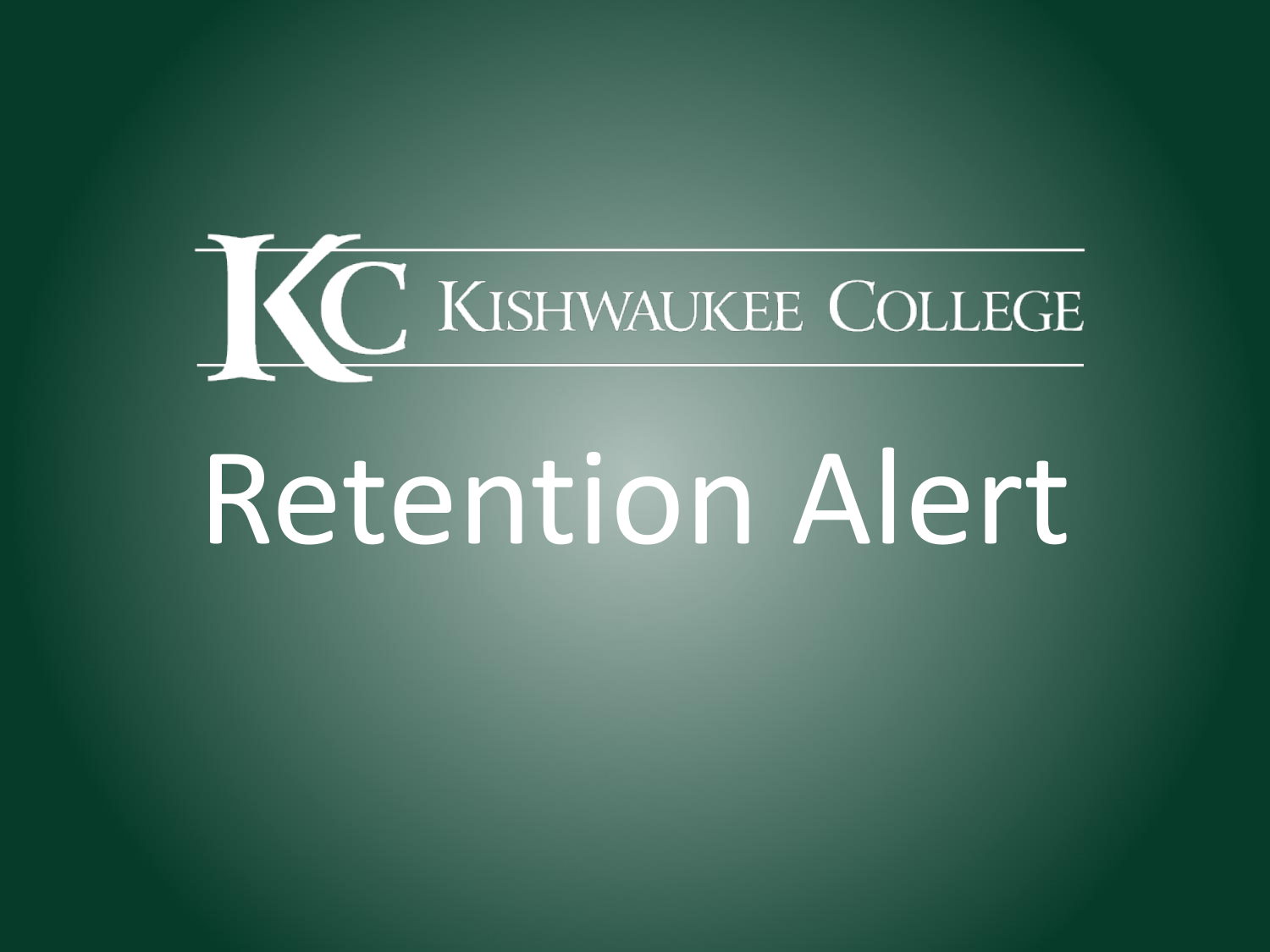KC KISHWAUKEE COLLEGE

# Retention Alert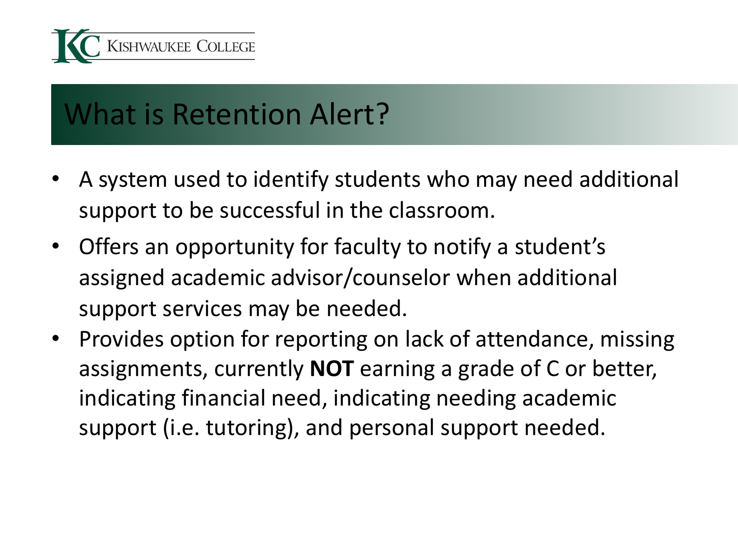# What is Retention Alert?

- A system used to identify students who may need additional support to be successful in the classroom.
- Offers an opportunity for faculty to notify a student's assigned academic advisor/counselor when additional support services may be needed.
- Provides option for reporting on lack of attendance, missing assignments, currently **NOT** earning a grade of C or better, indicating financial need, indicating needing academic support (i.e. tutoring), and personal support needed.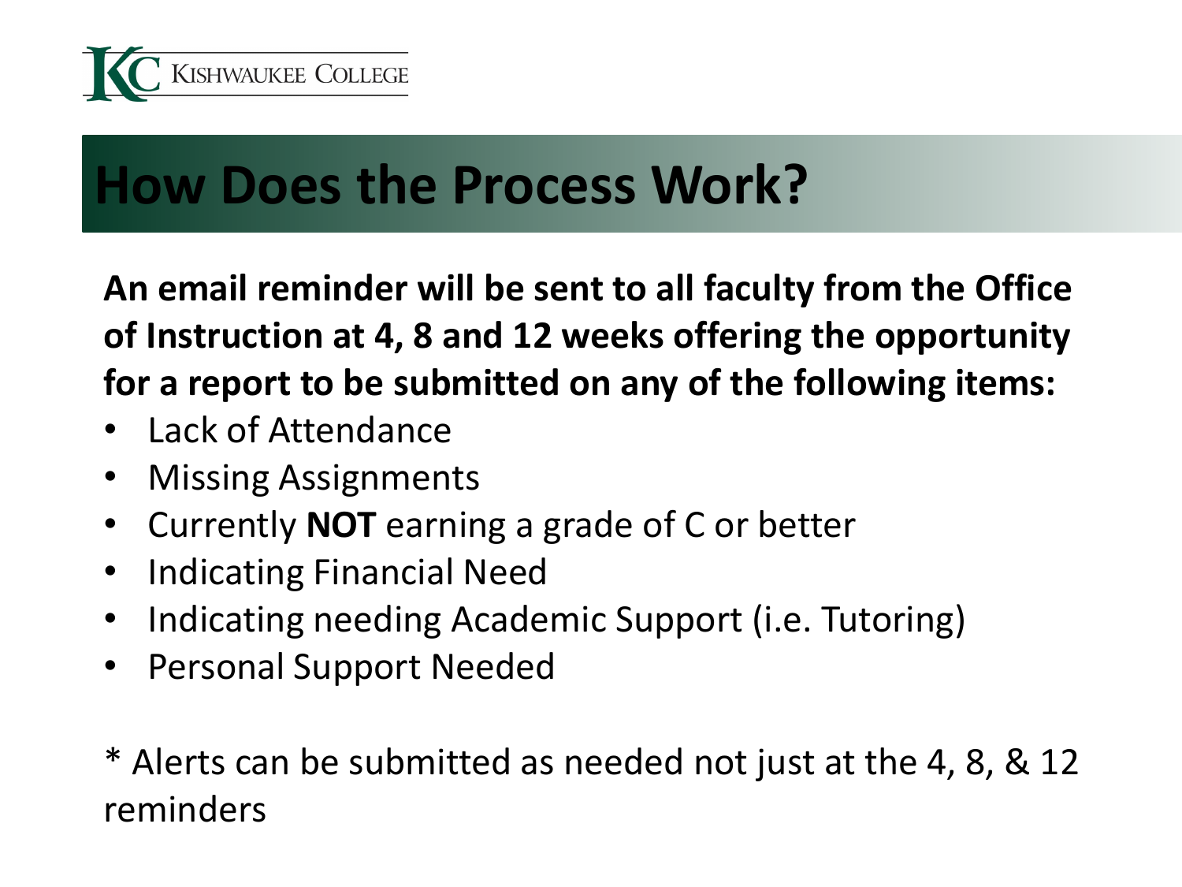# How Does the Process Work?

**An email reminder will be sent to all faculty from the Office of Instruction at 4, 8 and 12 weeks offering the opportunity for a report to be submitted on any of the following items:**

- Lack of Attendance
- Missing Assignments
- Currently **NOT** earning a grade of C or better
- Indicating Financial Need
- Indicating needing Academic Support (i.e. Tutoring)
- Personal Support Needed

* Alerts can be submitted as needed not just at the 4, 8, & 12 reminders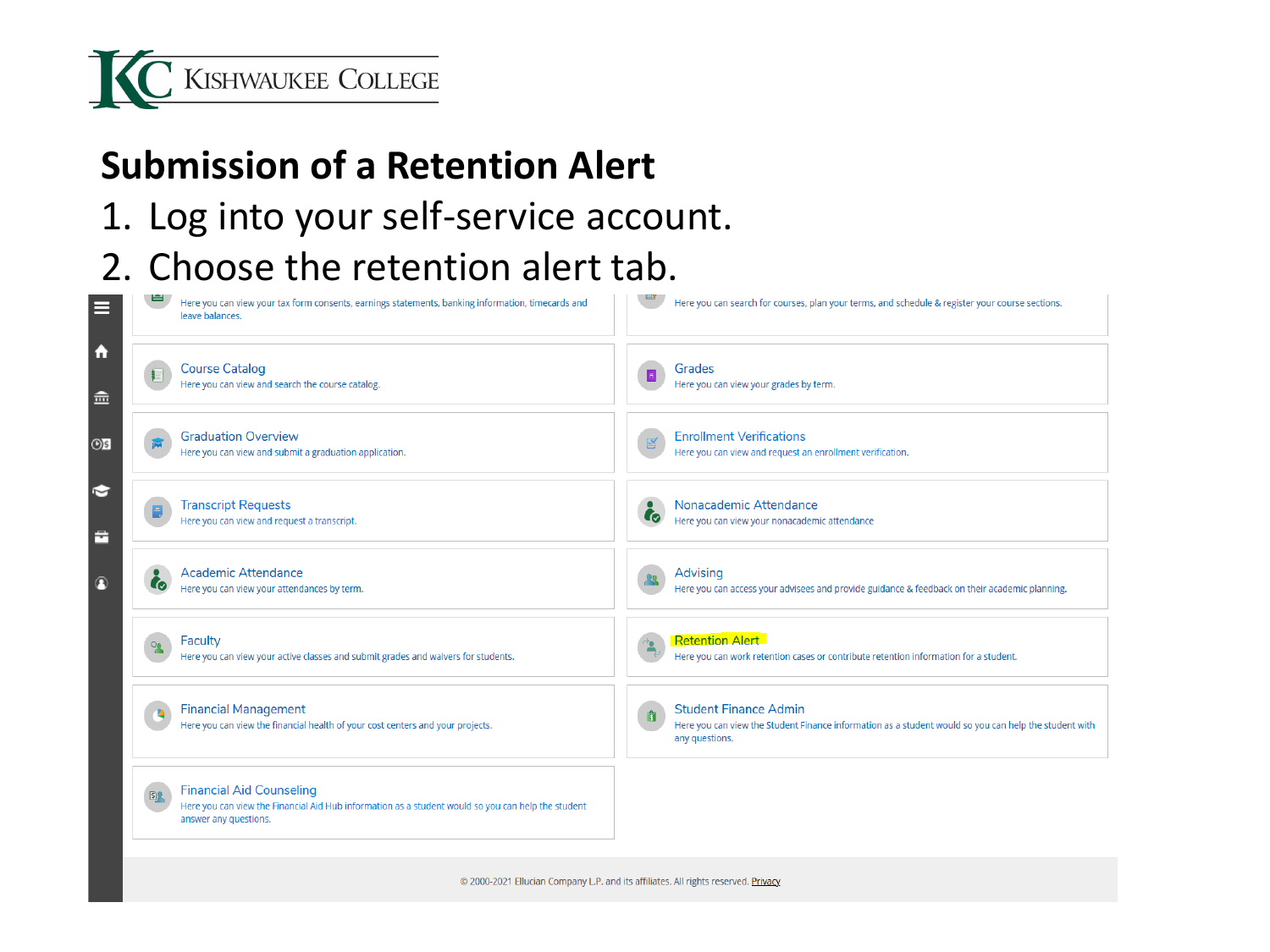# Submission of a Retention Alert

1. Log into your self-service account.
2. Choose the retention alert tab.

Here you can view your tax form consents, earnings statements, banking information, timecards and leave balances.

Here you can search for courses, plan your terms, and schedule & register your course sections.

**Course Catalog**
Here you can view and search the course catalog.

**Grades**
Here you can view your grades by term.

**Graduation Overview**
Here you can view and submit a graduation application.

**Enrollment Verifications**
Here you can view and request an enrollment verification.

**Transcript Requests**
Here you can view and request a transcript.

**Nonacademic Attendance**
Here you can view your nonacademic attendance

**Academic Attendance**
Here you can view your attendances by term.

**Advising**
Here you can access your advisees and provide guidance & feedback on their academic planning.

**Faculty**
Here you can view your active classes and submit grades and waivers for students.

**Retention Alert**
Here you can work retention cases or contribute retention information for a student.

**Financial Management**
Here you can view the financial health of your cost centers and your projects.

**Student Finance Admin**
Here you can view the Student Finance information as a student would so you can help the student with any questions.

**Financial Aid Counseling**
Here you can view the Financial Aid Hub information as a student would so you can help the student answer any questions.

© 2000-2021 Ellucian Company L.P. and its affiliates. All rights reserved. Privacy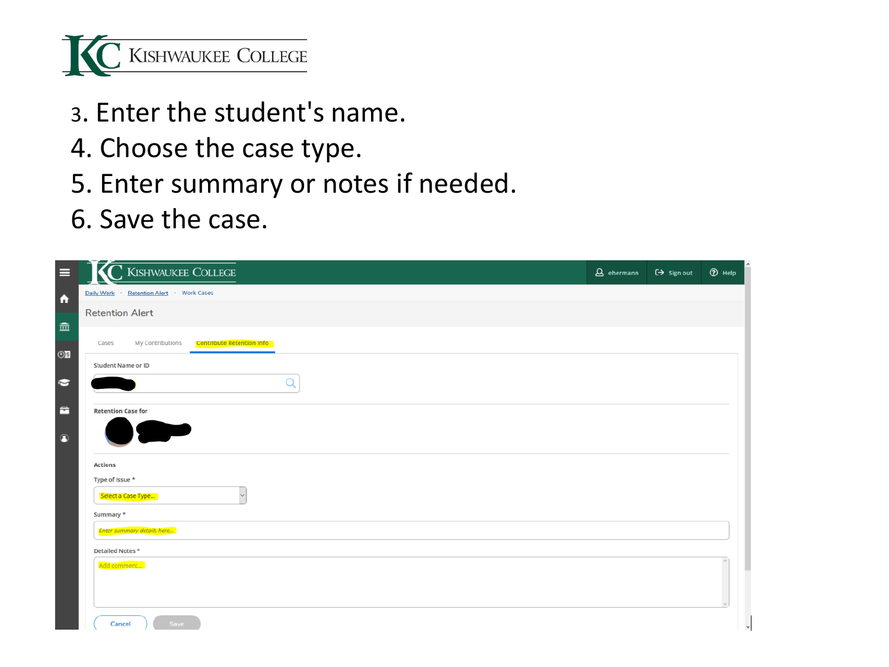3. Enter the student's name.
4. Choose the case type.
5. Enter summary or notes if needed.
6. Save the case.

KISHWAUKEE COLLEGE

ehermann | Sign out | Help

Daily Work • Retention Alert • Work Cases

Retention Alert

Cases | My Contributions | Contribute Retention Info

Student Name or ID

Retention Case for

Actions

Type of Issue *

Select a Case Type...

Summary *

Enter summary details here...

Detailed Notes *

Add comment...

Cancel | Save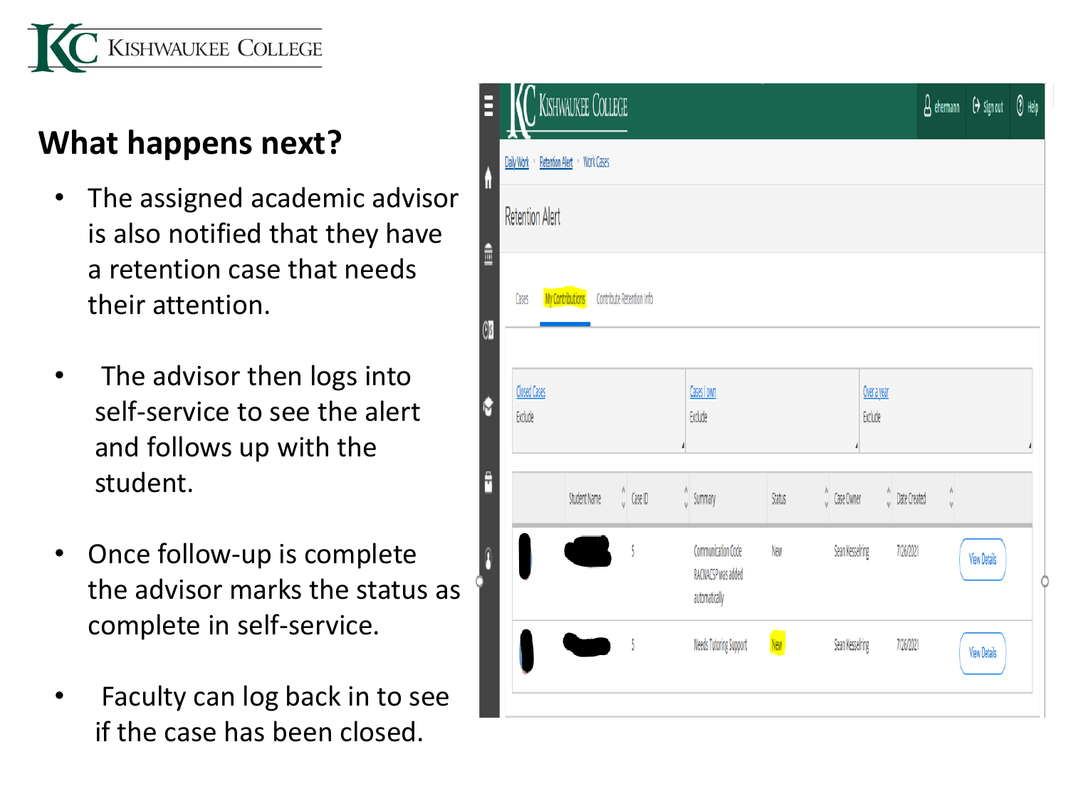# What happens next?

- The assigned academic advisor is also notified that they have a retention case that needs their attention.
- The advisor then logs into self-service to see the alert and follows up with the student.
- Once follow-up is complete the advisor marks the status as complete in self-service.
- Faculty can log back in to see if the case has been closed.

Daily Work › Retention Alert › Work Cases

Retention Alert

Cases | My Contributions | Contribute Retention Info

| Closed Cases | Cases I own | Over a year |
| --- | --- | --- |
| Exclude | Exclude | Exclude |

| Student Name | Case ID | Summary | Status | Case Owner | Date Created | |
| --- | --- | --- | --- | --- | --- | --- |
| | 5 | Communication Code RACNACSP was added automatically | New | Sean Kesselring | 7/26/2021 | View Details |
| | 5 | Needs Tutoring Support | New | Sean Kesselring | 7/26/2021 | View Details |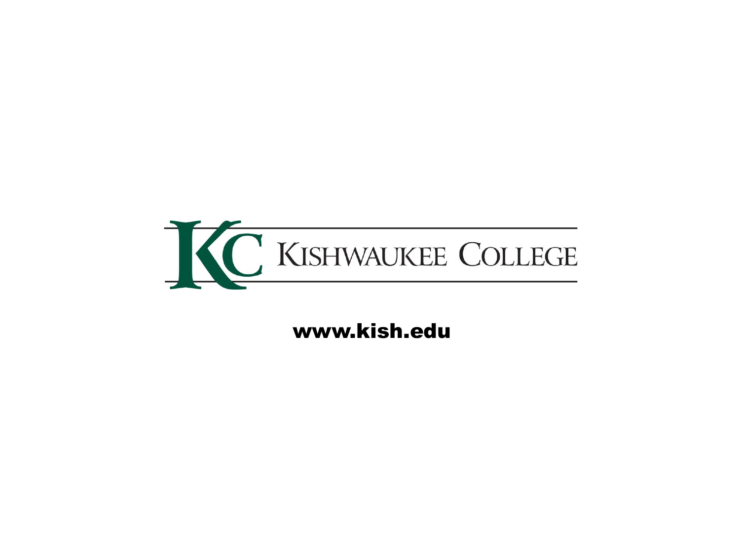KC KISHWAUKEE COLLEGE

**www.kish.edu**